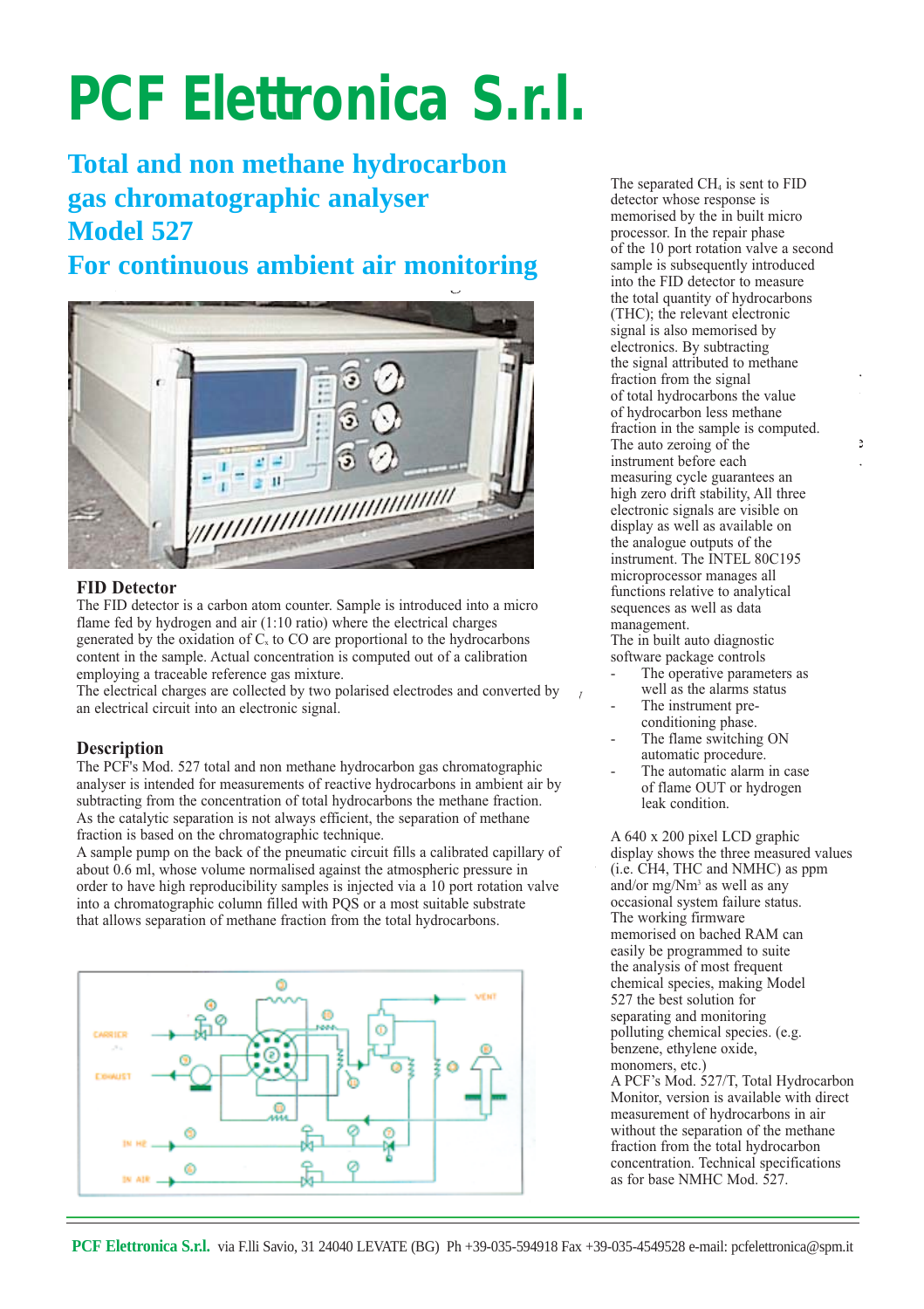# PCF Elettronica S.r.l.

## Total and non methane hydrocarbon gas chromatographic analyser Model 527

## For continuous ambient air monitoring

### FID Detector

The FID detector is a carbon atom counter. Sample is introduced into a micro flame fed by hydrogen and air (1:10 ratio) where the electrical charges generated by the oxidation of $C_x$ to CO are proportional to the hydrocarbons content in the sample. Actual concentration is computed out of a calibration employing a traceable reference gas mixture.

The electrical charges are collected by two polarised electrodes and converted by an electrical circuit into an electronic signal.

### Description

The PCF's Mod. 527 total and non methane hydrocarbon gas chromatographic analyser is intended for measurements of reactive hydrocarbons in ambient air by subtracting from the concentration of total hydrocarbons the methane fraction.

As the catalytic separation is not always efficient, the separation of methane fraction is based on the chromatographic technique.

A sample pump on the back of the pneumatic circuit fills a calibrated capillary of about 0.6 ml, whose volume normalised against the atmospheric pressure in order to have high reproducibility samples is injected via a 10 port rotation valve into a chromatographic column filled with PQS or a most suitable substrate that allows separation of methane fraction from the total hydrocarbons.

The separated $CH_4$ is sent to FID detector whose response is memorised by the in built micro processor. In the repair phase of the 10 port rotation valve a second sample is subsequently introduced into the FID detector to measure the total quantity of hydrocarbons (THC); the relevant electronic signal is also memorised by electronics. By subtracting the signal attributed to methane fraction from the signal of total hydrocarbons the value of hydrocarbon less methane fraction in the sample is computed.

The auto zeroing of the instrument before each measuring cycle guarantees an high zero drift stability, All three electronic signals are visible on display as well as available on the analogue outputs of the instrument. The INTEL 80C195 microprocessor manages all functions relative to analytical sequences as well as data management.

The in built auto diagnostic software package controls

- The operative parameters as well as the alarms status
- The instrument pre-conditioning phase.
- The flame switching ON automatic procedure.
- The automatic alarm in case of flame OUT or hydrogen leak condition.

A 640 x 200 pixel LCD graphic display shows the three measured values (i.e. CH4, THC and NMHC) as ppm and/or mg/Nm³ as well as any occasional system failure status.

The working firmware memorised on bached RAM can easily be programmed to suite the analysis of most frequent chemical species, making Model 527 the best solution for separating and monitoring polluting chemical species. (e.g. benzene, ethylene oxide, monomers, etc.)

A PCF's Mod. 527/T, Total Hydrocarbon Monitor, version is available with direct measurement of hydrocarbons in air without the separation of the methane fraction from the total hydrocarbon concentration. Technical specifications as for base NMHC Mod. 527.

**PCF Elettronica S.r.l.** via F.lli Savio, 31 24040 LEVATE (BG) Ph +39-035-594918 Fax +39-035-4549528 e-mail: pcfelettronica@spm.it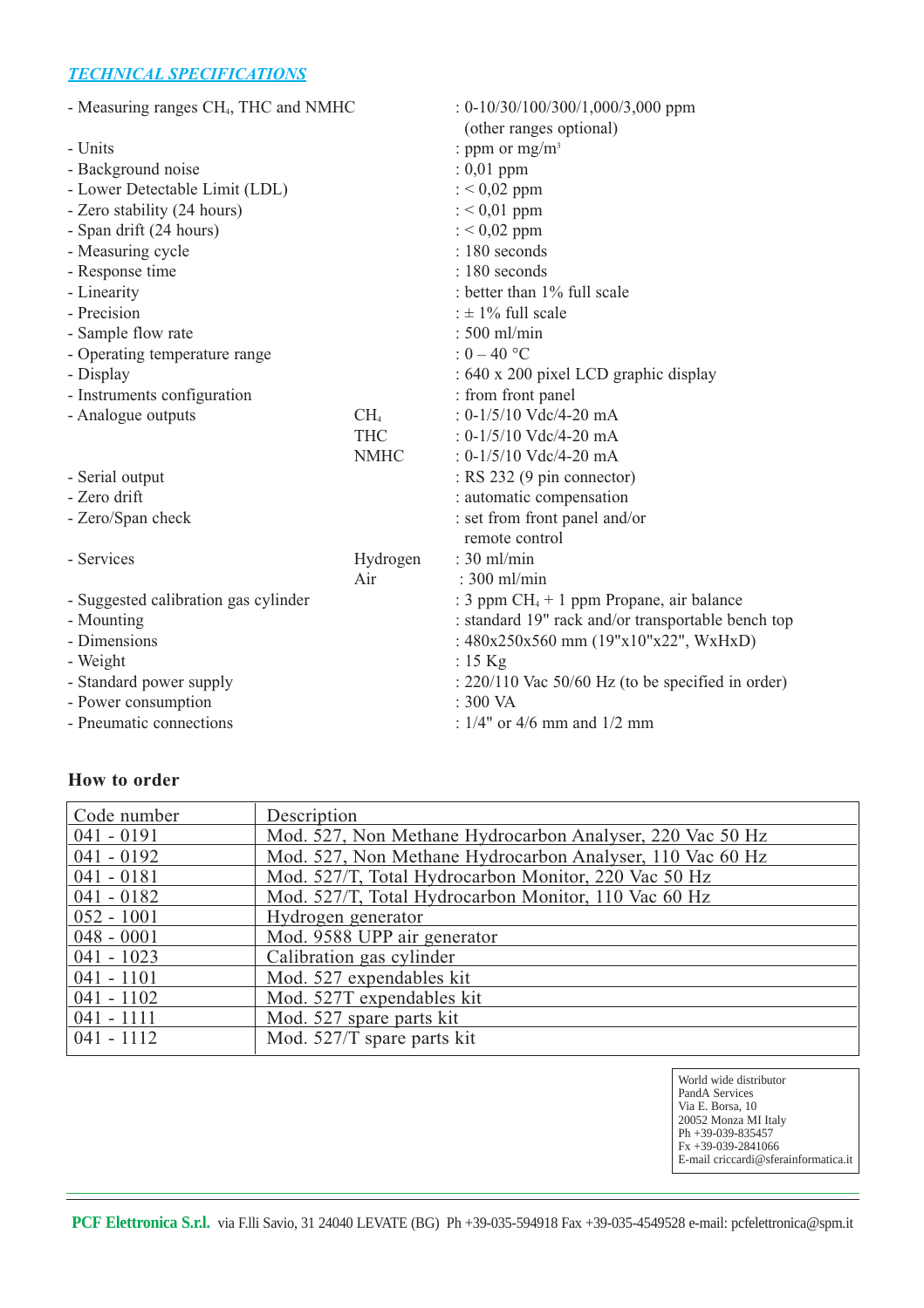## *TECHNICAL SPECIFICATIONS*

| | | |
|---|---|---|
| - Measuring ranges $CH_4$, THC and NMHC | | : 0-10/30/100/300/1,000/3,000 ppm (other ranges optional) |
| - Units | | : ppm or mg/m³ |
| - Background noise | | : 0,01 ppm |
| - Lower Detectable Limit (LDL) | | : < 0,02 ppm |
| - Zero stability (24 hours) | | : < 0,01 ppm |
| - Span drift (24 hours) | | : < 0,02 ppm |
| - Measuring cycle | | : 180 seconds |
| - Response time | | : 180 seconds |
| - Linearity | | : better than 1% full scale |
| - Precision | | : ± 1% full scale |
| - Sample flow rate | | : 500 ml/min |
| - Operating temperature range | | : 0 – 40 °C |
| - Display | | : 640 x 200 pixel LCD graphic display |
| - Instruments configuration | | : from front panel |
| - Analogue outputs | $CH_4$ | : 0-1/5/10 Vdc/4-20 mA |
| | THC | : 0-1/5/10 Vdc/4-20 mA |
| | NMHC | : 0-1/5/10 Vdc/4-20 mA |
| - Serial output | | : RS 232 (9 pin connector) |
| - Zero drift | | : automatic compensation |
| - Zero/Span check | | : set from front panel and/or remote control |
| - Services | Hydrogen | : 30 ml/min |
| | Air | : 300 ml/min |
| - Suggested calibration gas cylinder | | : 3 ppm $CH_4$ + 1 ppm Propane, air balance |
| - Mounting | | : standard 19" rack and/or transportable bench top |
| - Dimensions | | : 480x250x560 mm (19"x10"x22", WxHxD) |
| - Weight | | : 15 Kg |
| - Standard power supply | | : 220/110 Vac 50/60 Hz (to be specified in order) |
| - Power consumption | | : 300 VA |
| - Pneumatic connections | | : 1/4" or 4/6 mm and 1/2 mm |

### How to order

| Code number | Description |
|---|---|
| 041 - 0191 | Mod. 527, Non Methane Hydrocarbon Analyser, 220 Vac 50 Hz |
| 041 - 0192 | Mod. 527, Non Methane Hydrocarbon Analyser, 110 Vac 60 Hz |
| 041 - 0181 | Mod. 527/T, Total Hydrocarbon Monitor, 220 Vac 50 Hz |
| 041 - 0182 | Mod. 527/T, Total Hydrocarbon Monitor, 110 Vac 60 Hz |
| 052 - 1001 | Hydrogen generator |
| 048 - 0001 | Mod. 9588 UPP air generator |
| 041 - 1023 | Calibration gas cylinder |
| 041 - 1101 | Mod. 527 expendables kit |
| 041 - 1102 | Mod. 527T expendables kit |
| 041 - 1111 | Mod. 527 spare parts kit |
| 041 - 1112 | Mod. 527/T spare parts kit |

World wide distributor
PandA Services
Via E. Borsa, 10
20052 Monza MI Italy
Ph +39-039-835457
Fx +39-039-2841066
E-mail criccardi@sferainformatica.it

**PCF Elettronica S.r.l.** via F.lli Savio, 31 24040 LEVATE (BG) Ph +39-035-594918 Fax +39-035-4549528 e-mail: pcfelettronica@spm.it